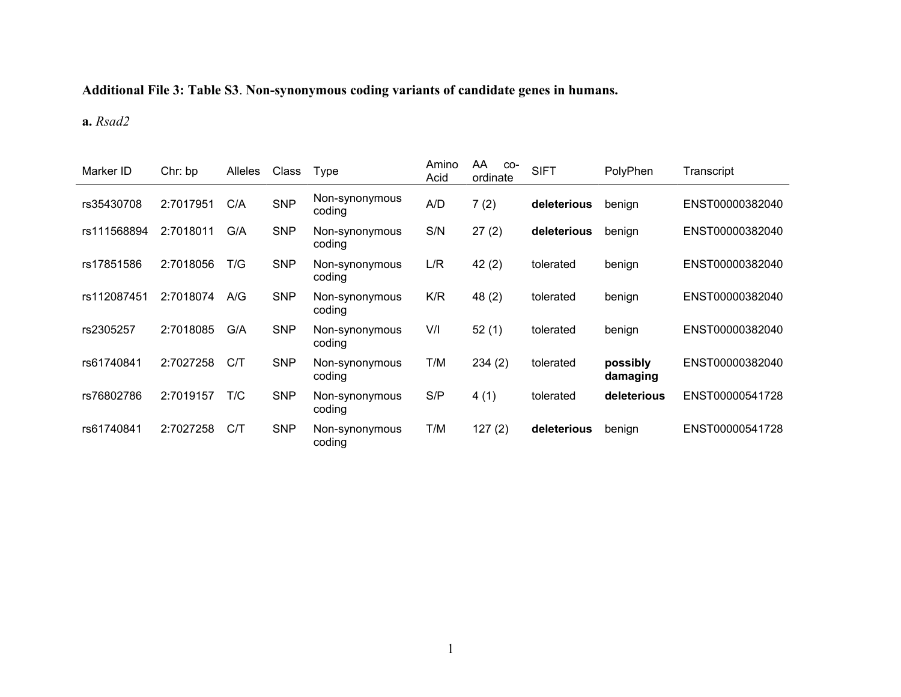**Additional File 3: Table S3**. **Non-synonymous coding variants of candidate genes in humans.**

**a.** *Rsad2*

| Marker ID | Chr: bp | Alleles | Class | Type | Amino Acid | AA co-ordinate | SIFT | PolyPhen | Transcript |
|---|---|---|---|---|---|---|---|---|---|
| rs35430708 | 2:7017951 | C/A | SNP | Non-synonymous coding | A/D | 7 (2) | **deleterious** | benign | ENST00000382040 |
| rs111568894 | 2:7018011 | G/A | SNP | Non-synonymous coding | S/N | 27 (2) | **deleterious** | benign | ENST00000382040 |
| rs17851586 | 2:7018056 | T/G | SNP | Non-synonymous coding | L/R | 42 (2) | tolerated | benign | ENST00000382040 |
| rs112087451 | 2:7018074 | A/G | SNP | Non-synonymous coding | K/R | 48 (2) | tolerated | benign | ENST00000382040 |
| rs2305257 | 2:7018085 | G/A | SNP | Non-synonymous coding | V/I | 52 (1) | tolerated | benign | ENST00000382040 |
| rs61740841 | 2:7027258 | C/T | SNP | Non-synonymous coding | T/M | 234 (2) | tolerated | **possibly damaging** | ENST00000382040 |
| rs76802786 | 2:7019157 | T/C | SNP | Non-synonymous coding | S/P | 4 (1) | tolerated | **deleterious** | ENST00000541728 |
| rs61740841 | 2:7027258 | C/T | SNP | Non-synonymous coding | T/M | 127 (2) | **deleterious** | benign | ENST00000541728 |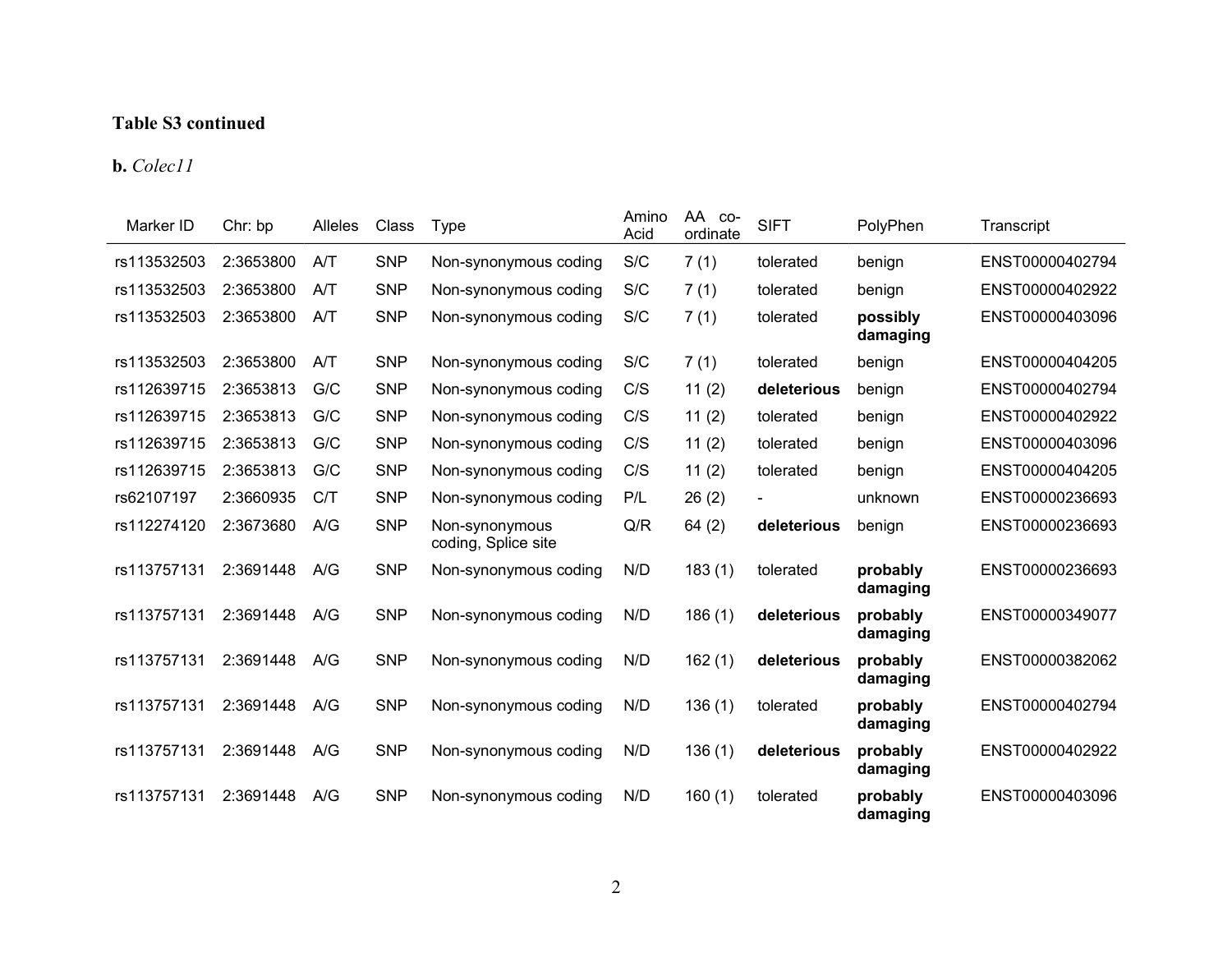**Table S3 continued**

**b.** *Colec11*

| Marker ID | Chr: bp | Alleles | Class | Type | Amino Acid | AA co-ordinate | SIFT | PolyPhen | Transcript |
|---|---|---|---|---|---|---|---|---|---|
| rs113532503 | 2:3653800 | A/T | SNP | Non-synonymous coding | S/C | 7 (1) | tolerated | benign | ENST00000402794 |
| rs113532503 | 2:3653800 | A/T | SNP | Non-synonymous coding | S/C | 7 (1) | tolerated | benign | ENST00000402922 |
| rs113532503 | 2:3653800 | A/T | SNP | Non-synonymous coding | S/C | 7 (1) | tolerated | **possibly damaging** | ENST00000403096 |
| rs113532503 | 2:3653800 | A/T | SNP | Non-synonymous coding | S/C | 7 (1) | tolerated | benign | ENST00000404205 |
| rs112639715 | 2:3653813 | G/C | SNP | Non-synonymous coding | C/S | 11 (2) | **deleterious** | benign | ENST00000402794 |
| rs112639715 | 2:3653813 | G/C | SNP | Non-synonymous coding | C/S | 11 (2) | tolerated | benign | ENST00000402922 |
| rs112639715 | 2:3653813 | G/C | SNP | Non-synonymous coding | C/S | 11 (2) | tolerated | benign | ENST00000403096 |
| rs112639715 | 2:3653813 | G/C | SNP | Non-synonymous coding | C/S | 11 (2) | tolerated | benign | ENST00000404205 |
| rs62107197 | 2:3660935 | C/T | SNP | Non-synonymous coding | P/L | 26 (2) | - | unknown | ENST00000236693 |
| rs112274120 | 2:3673680 | A/G | SNP | Non-synonymous coding, Splice site | Q/R | 64 (2) | **deleterious** | benign | ENST00000236693 |
| rs113757131 | 2:3691448 | A/G | SNP | Non-synonymous coding | N/D | 183 (1) | tolerated | **probably damaging** | ENST00000236693 |
| rs113757131 | 2:3691448 | A/G | SNP | Non-synonymous coding | N/D | 186 (1) | **deleterious** | **probably damaging** | ENST00000349077 |
| rs113757131 | 2:3691448 | A/G | SNP | Non-synonymous coding | N/D | 162 (1) | **deleterious** | **probably damaging** | ENST00000382062 |
| rs113757131 | 2:3691448 | A/G | SNP | Non-synonymous coding | N/D | 136 (1) | tolerated | **probably damaging** | ENST00000402794 |
| rs113757131 | 2:3691448 | A/G | SNP | Non-synonymous coding | N/D | 136 (1) | **deleterious** | **probably damaging** | ENST00000402922 |
| rs113757131 | 2:3691448 | A/G | SNP | Non-synonymous coding | N/D | 160 (1) | tolerated | **probably damaging** | ENST00000403096 |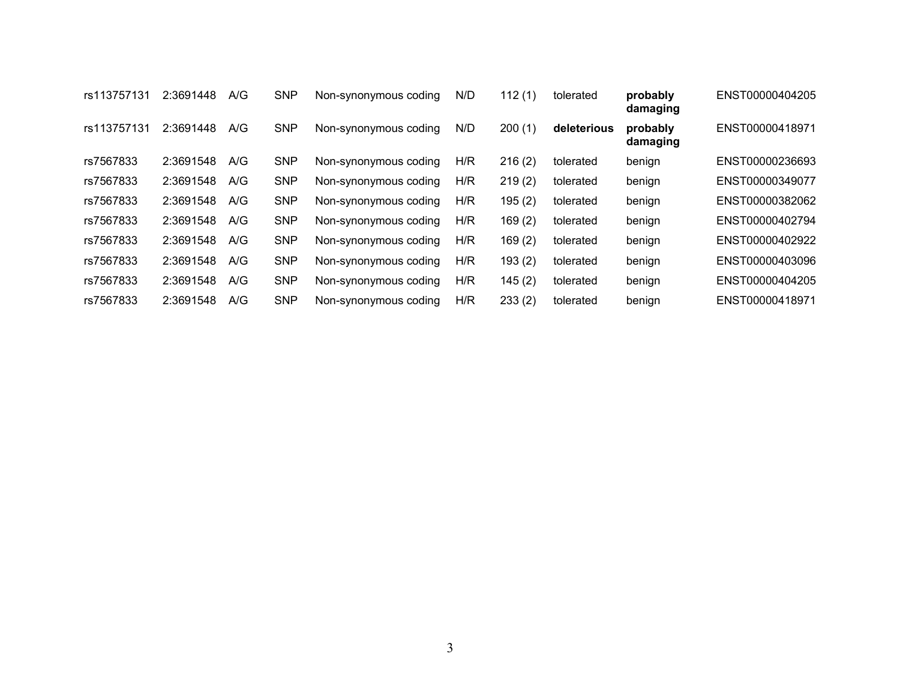| | | | | | | | | | |
|---|---|---|---|---|---|---|---|---|---|
| rs113757131 | 2:3691448 | A/G | SNP | Non-synonymous coding | N/D | 112 (1) | tolerated | **probably damaging** | ENST00000404205 |
| rs113757131 | 2:3691448 | A/G | SNP | Non-synonymous coding | N/D | 200 (1) | **deleterious** | **probably damaging** | ENST00000418971 |
| rs7567833 | 2:3691548 | A/G | SNP | Non-synonymous coding | H/R | 216 (2) | tolerated | benign | ENST00000236693 |
| rs7567833 | 2:3691548 | A/G | SNP | Non-synonymous coding | H/R | 219 (2) | tolerated | benign | ENST00000349077 |
| rs7567833 | 2:3691548 | A/G | SNP | Non-synonymous coding | H/R | 195 (2) | tolerated | benign | ENST00000382062 |
| rs7567833 | 2:3691548 | A/G | SNP | Non-synonymous coding | H/R | 169 (2) | tolerated | benign | ENST00000402794 |
| rs7567833 | 2:3691548 | A/G | SNP | Non-synonymous coding | H/R | 169 (2) | tolerated | benign | ENST00000402922 |
| rs7567833 | 2:3691548 | A/G | SNP | Non-synonymous coding | H/R | 193 (2) | tolerated | benign | ENST00000403096 |
| rs7567833 | 2:3691548 | A/G | SNP | Non-synonymous coding | H/R | 145 (2) | tolerated | benign | ENST00000404205 |
| rs7567833 | 2:3691548 | A/G | SNP | Non-synonymous coding | H/R | 233 (2) | tolerated | benign | ENST00000418971 |